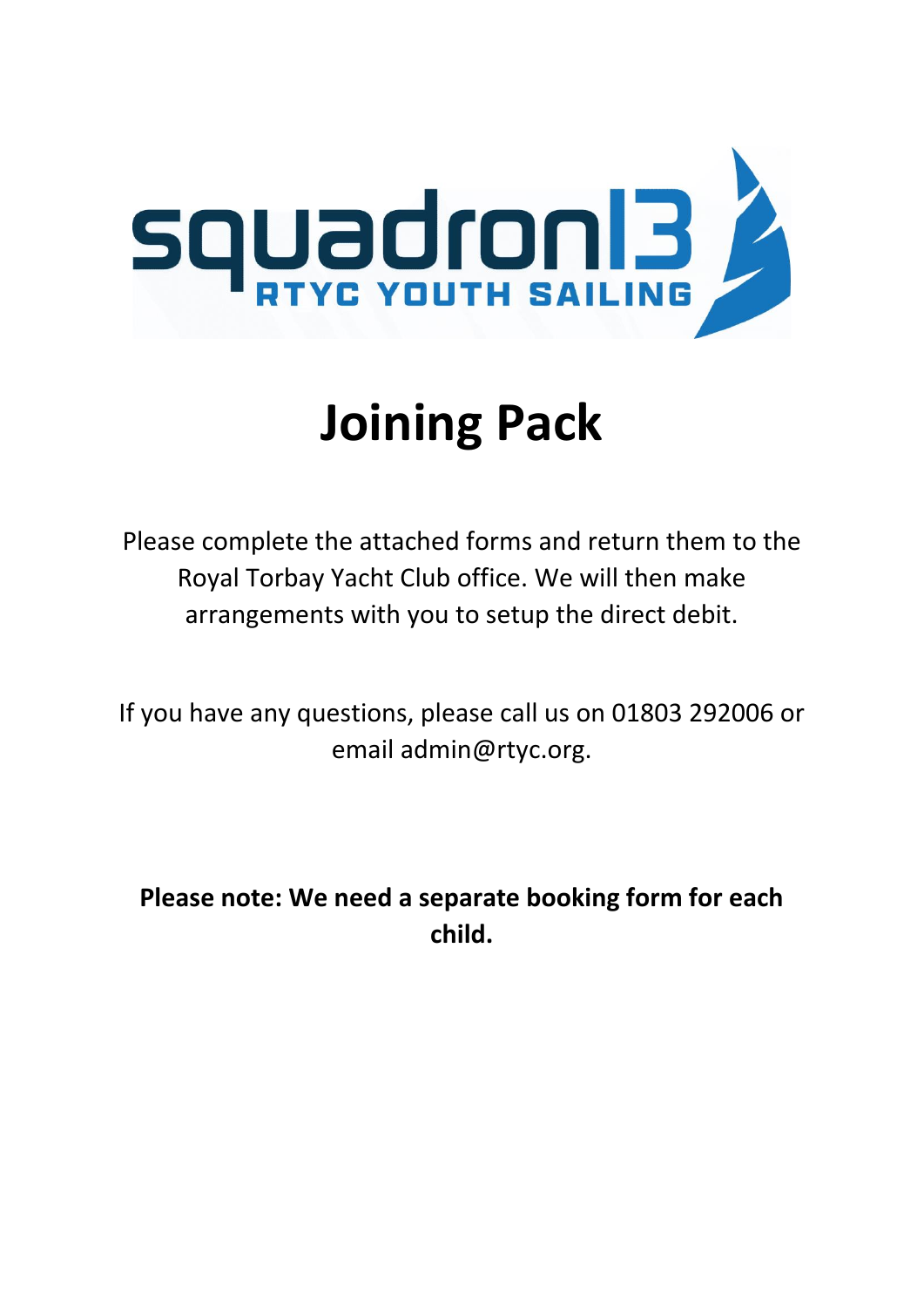squadron13

RTYC YOUTH SAILING

# Joining Pack

Please complete the attached forms and return them to the Royal Torbay Yacht Club office. We will then make arrangements with you to setup the direct debit.

If you have any questions, please call us on 01803 292006 or email admin@rtyc.org.

**Please note: We need a separate booking form for each child.**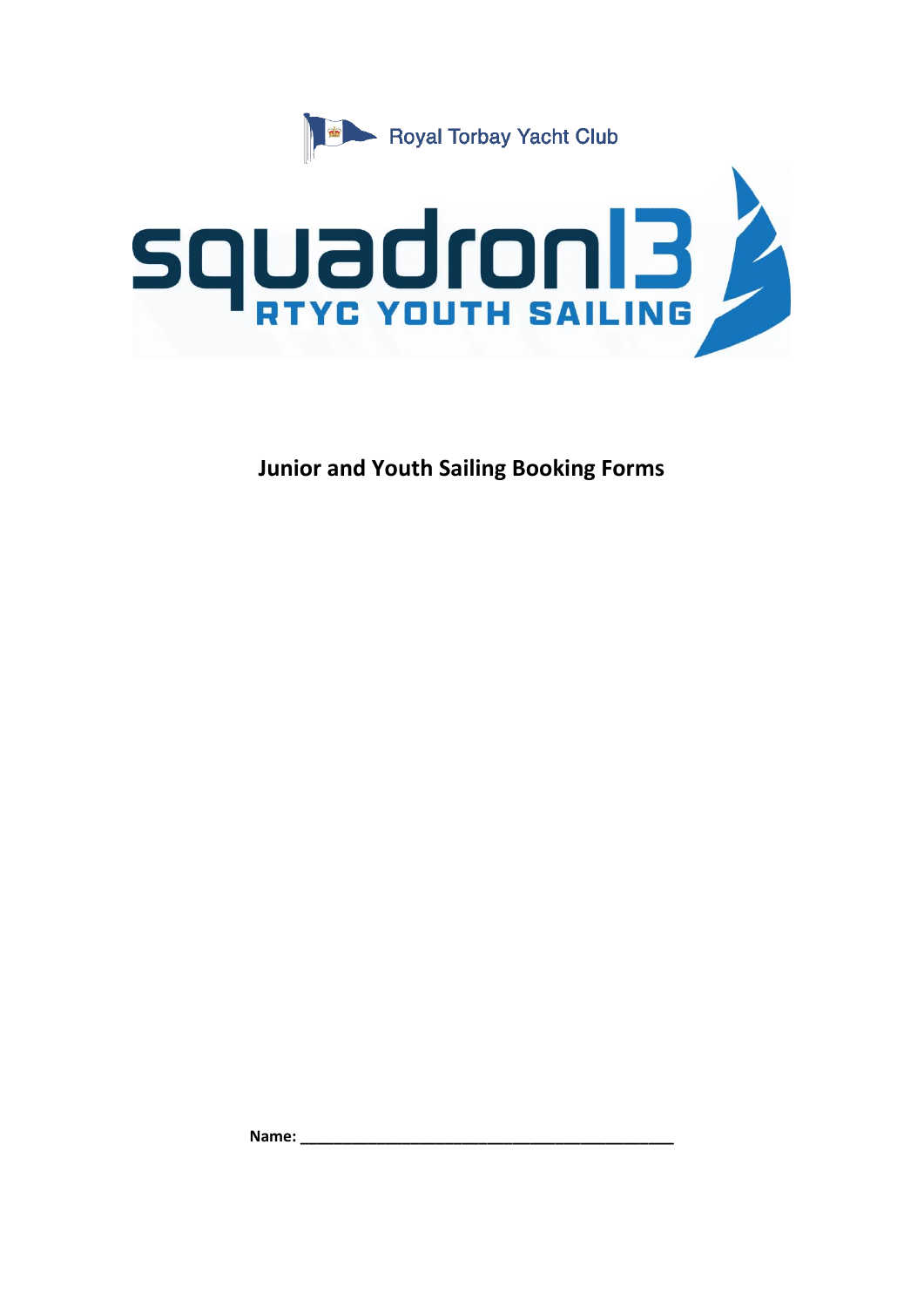Royal Torbay Yacht Club

squadron13

RTYC YOUTH SAILING

**Junior and Youth Sailing Booking Forms**

**Name:** _______________________________________________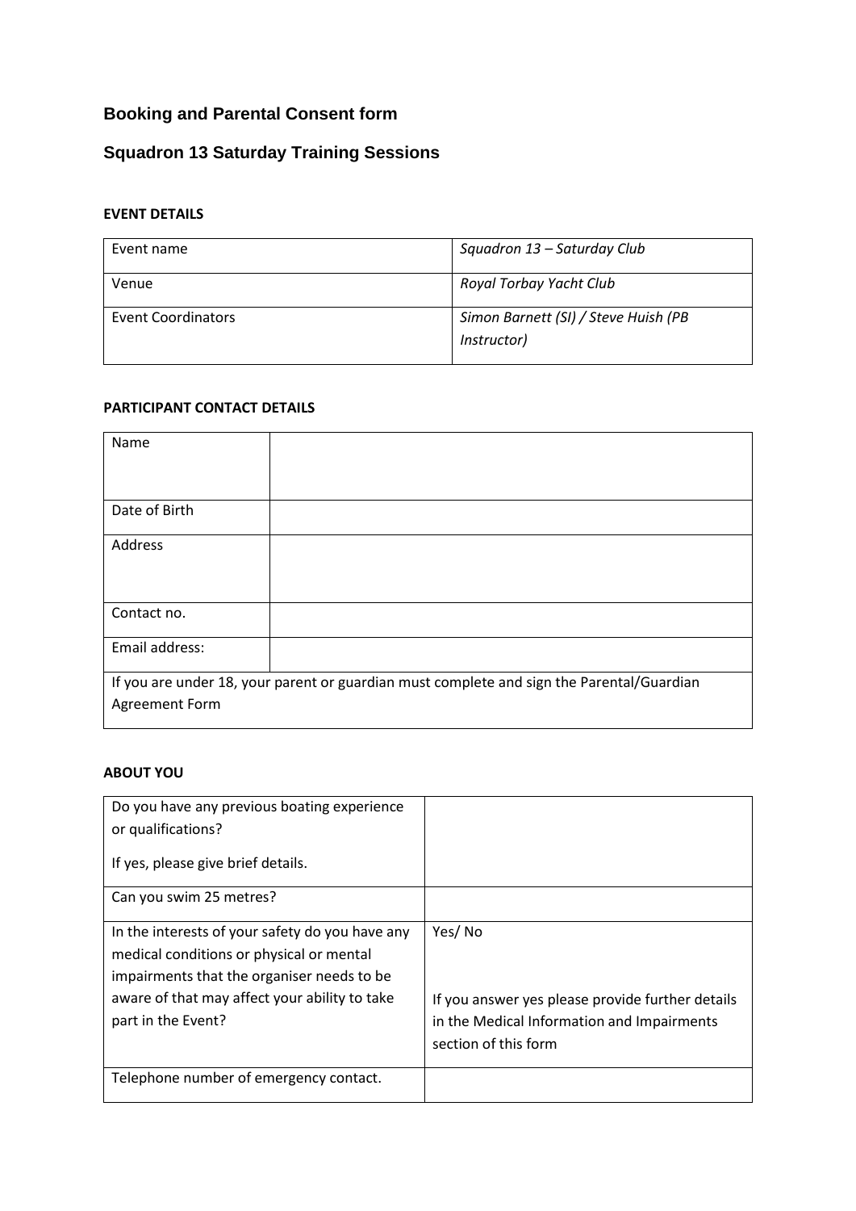## Booking and Parental Consent form

## Squadron 13 Saturday Training Sessions

**EVENT DETAILS**

| Event name | *Squadron 13 – Saturday Club* |
|---|---|
| Venue | *Royal Torbay Yacht Club* |
| Event Coordinators | *Simon Barnett (SI) / Steve Huish (PB Instructor)* |

**PARTICIPANT CONTACT DETAILS**

| Name | |
|---|---|
| Date of Birth | |
| Address | |
| Contact no. | |
| Email address: | |
| If you are under 18, your parent or guardian must complete and sign the Parental/Guardian Agreement Form | |

**ABOUT YOU**

| Do you have any previous boating experience or qualifications?<br><br>If yes, please give brief details. | |
|---|---|
| Can you swim 25 metres? | |
| In the interests of your safety do you have any medical conditions or physical or mental impairments that the organiser needs to be aware of that may affect your ability to take part in the Event? | Yes/ No<br><br>If you answer yes please provide further details in the Medical Information and Impairments section of this form |
| Telephone number of emergency contact. | |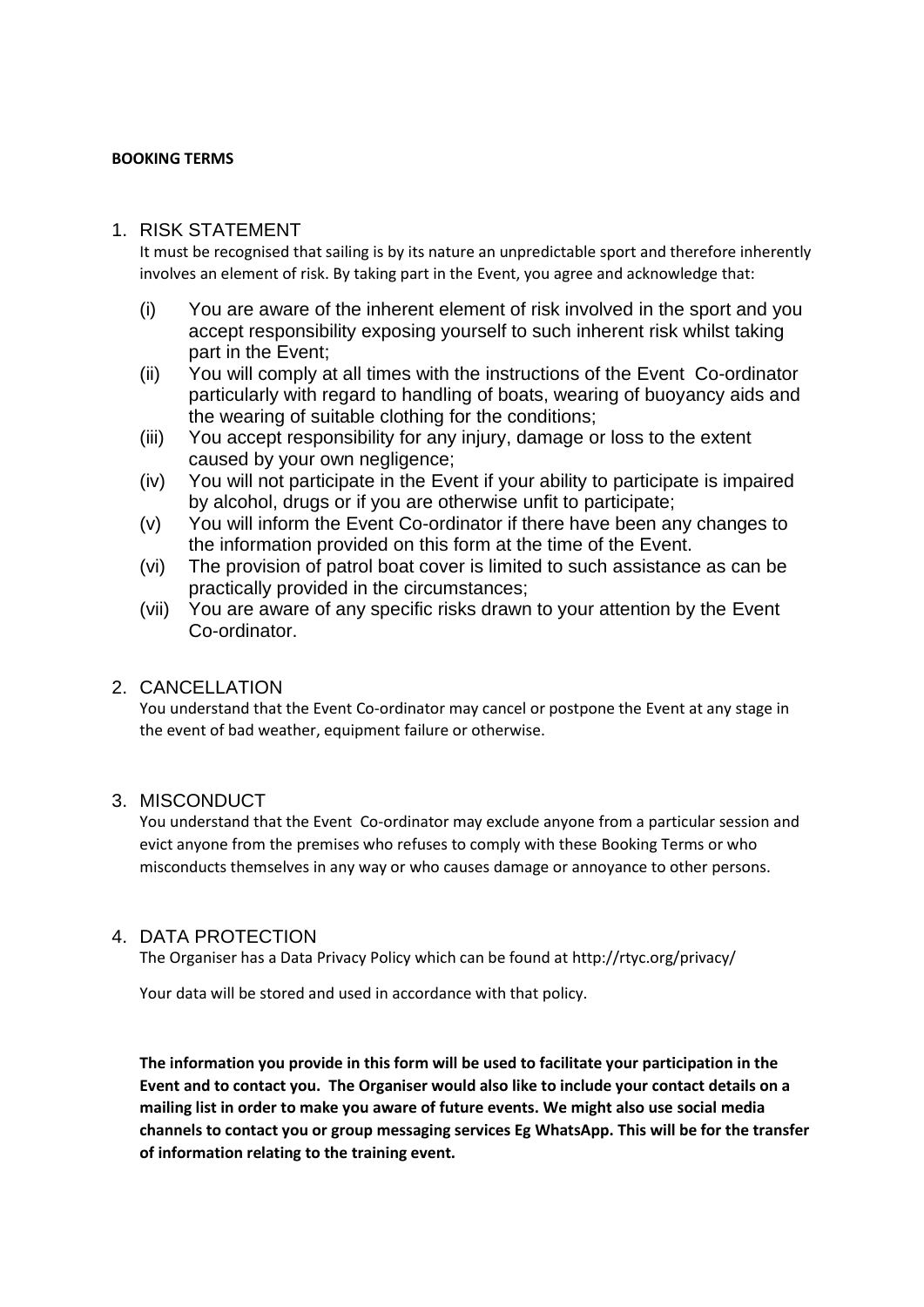**BOOKING TERMS**

1. RISK STATEMENT

   It must be recognised that sailing is by its nature an unpredictable sport and therefore inherently involves an element of risk. By taking part in the Event, you agree and acknowledge that:

   (i) You are aware of the inherent element of risk involved in the sport and you accept responsibility exposing yourself to such inherent risk whilst taking part in the Event;

   (ii) You will comply at all times with the instructions of the Event Co-ordinator particularly with regard to handling of boats, wearing of buoyancy aids and the wearing of suitable clothing for the conditions;

   (iii) You accept responsibility for any injury, damage or loss to the extent caused by your own negligence;

   (iv) You will not participate in the Event if your ability to participate is impaired by alcohol, drugs or if you are otherwise unfit to participate;

   (v) You will inform the Event Co-ordinator if there have been any changes to the information provided on this form at the time of the Event.

   (vi) The provision of patrol boat cover is limited to such assistance as can be practically provided in the circumstances;

   (vii) You are aware of any specific risks drawn to your attention by the Event Co-ordinator.

2. CANCELLATION

   You understand that the Event Co-ordinator may cancel or postpone the Event at any stage in the event of bad weather, equipment failure or otherwise.

3. MISCONDUCT

   You understand that the Event Co-ordinator may exclude anyone from a particular session and evict anyone from the premises who refuses to comply with these Booking Terms or who misconducts themselves in any way or who causes damage or annoyance to other persons.

4. DATA PROTECTION

   The Organiser has a Data Privacy Policy which can be found at http://rtyc.org/privacy/

   Your data will be stored and used in accordance with that policy.

   **The information you provide in this form will be used to facilitate your participation in the Event and to contact you. The Organiser would also like to include your contact details on a mailing list in order to make you aware of future events. We might also use social media channels to contact you or group messaging services Eg WhatsApp. This will be for the transfer of information relating to the training event.**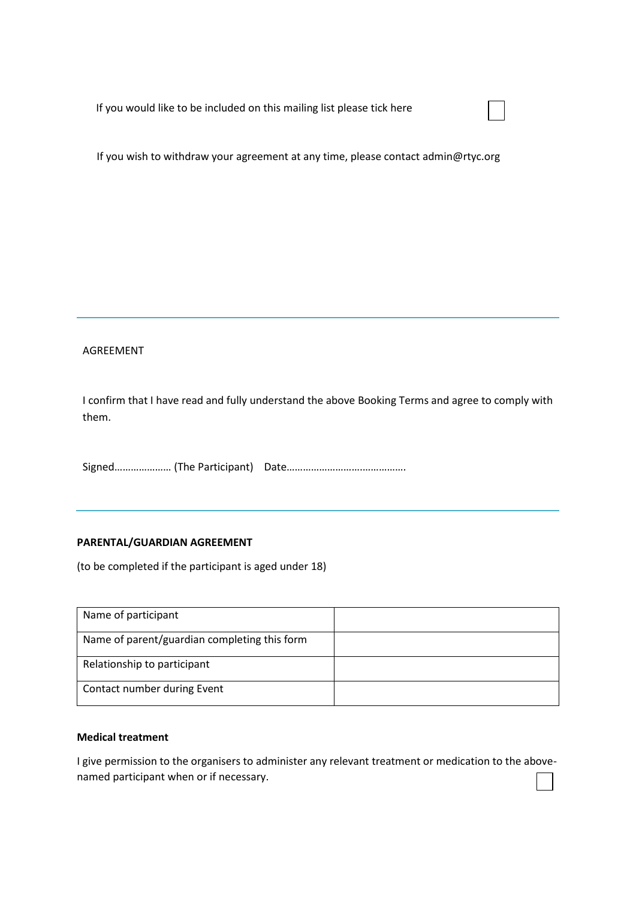If you would like to be included on this mailing list please tick here ☐

If you wish to withdraw your agreement at any time, please contact admin@rtyc.org

---

AGREEMENT

I confirm that I have read and fully understand the above Booking Terms and agree to comply with them.

Signed………………… (The Participant) Date…………………………………….

---

**PARENTAL/GUARDIAN AGREEMENT**

(to be completed if the participant is aged under 18)

| Name of participant | |
|---|---|
| Name of parent/guardian completing this form | |
| Relationship to participant | |
| Contact number during Event | |

**Medical treatment**

I give permission to the organisers to administer any relevant treatment or medication to the above-named participant when or if necessary. ☐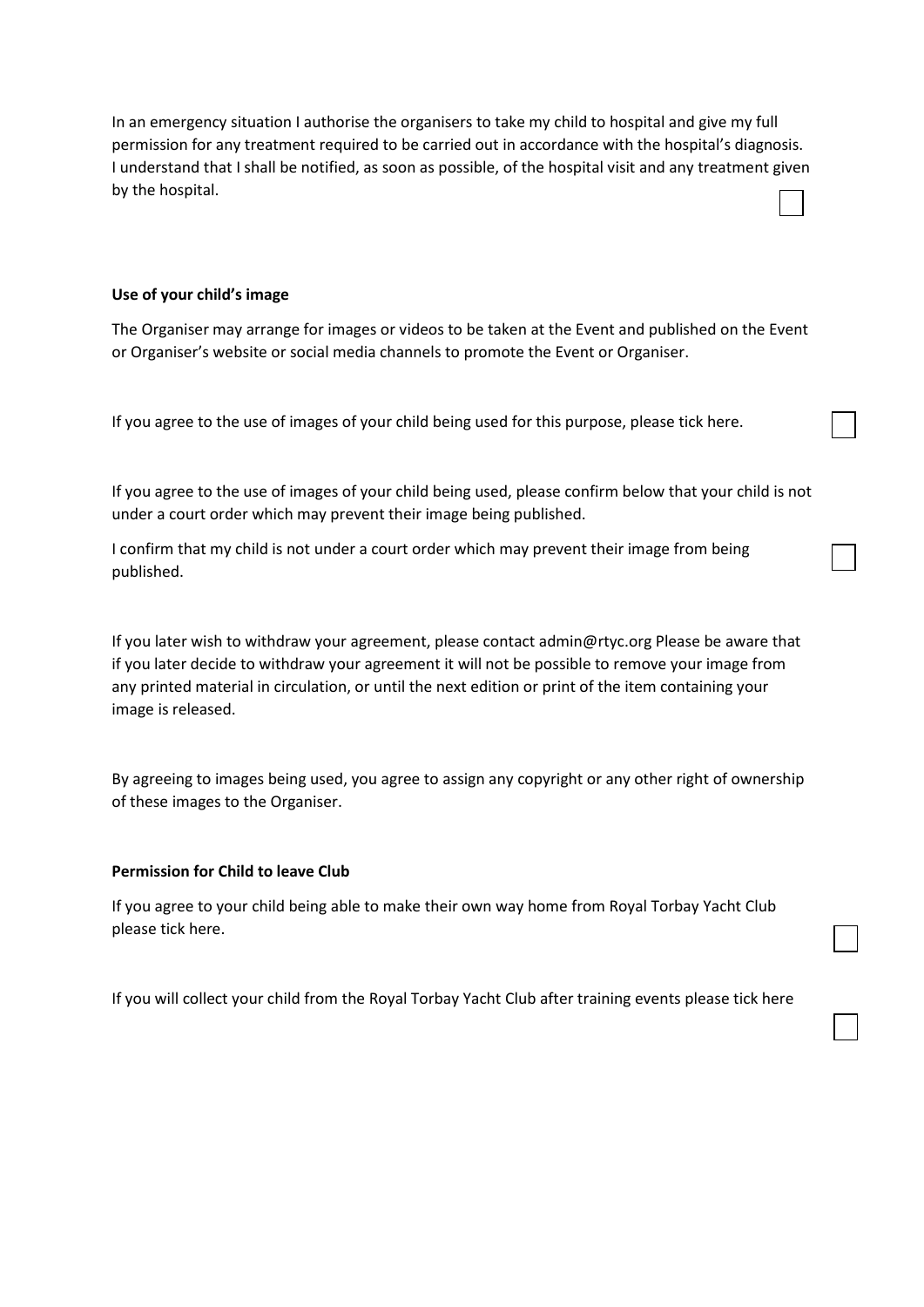In an emergency situation I authorise the organisers to take my child to hospital and give my full permission for any treatment required to be carried out in accordance with the hospital's diagnosis. I understand that I shall be notified, as soon as possible, of the hospital visit and any treatment given by the hospital. ☐

**Use of your child's image**

The Organiser may arrange for images or videos to be taken at the Event and published on the Event or Organiser's website or social media channels to promote the Event or Organiser.

If you agree to the use of images of your child being used for this purpose, please tick here. ☐

If you agree to the use of images of your child being used, please confirm below that your child is not under a court order which may prevent their image being published.

I confirm that my child is not under a court order which may prevent their image from being published. ☐

If you later wish to withdraw your agreement, please contact admin@rtyc.org Please be aware that if you later decide to withdraw your agreement it will not be possible to remove your image from any printed material in circulation, or until the next edition or print of the item containing your image is released.

By agreeing to images being used, you agree to assign any copyright or any other right of ownership of these images to the Organiser.

**Permission for Child to leave Club**

If you agree to your child being able to make their own way home from Royal Torbay Yacht Club please tick here. ☐

If you will collect your child from the Royal Torbay Yacht Club after training events please tick here ☐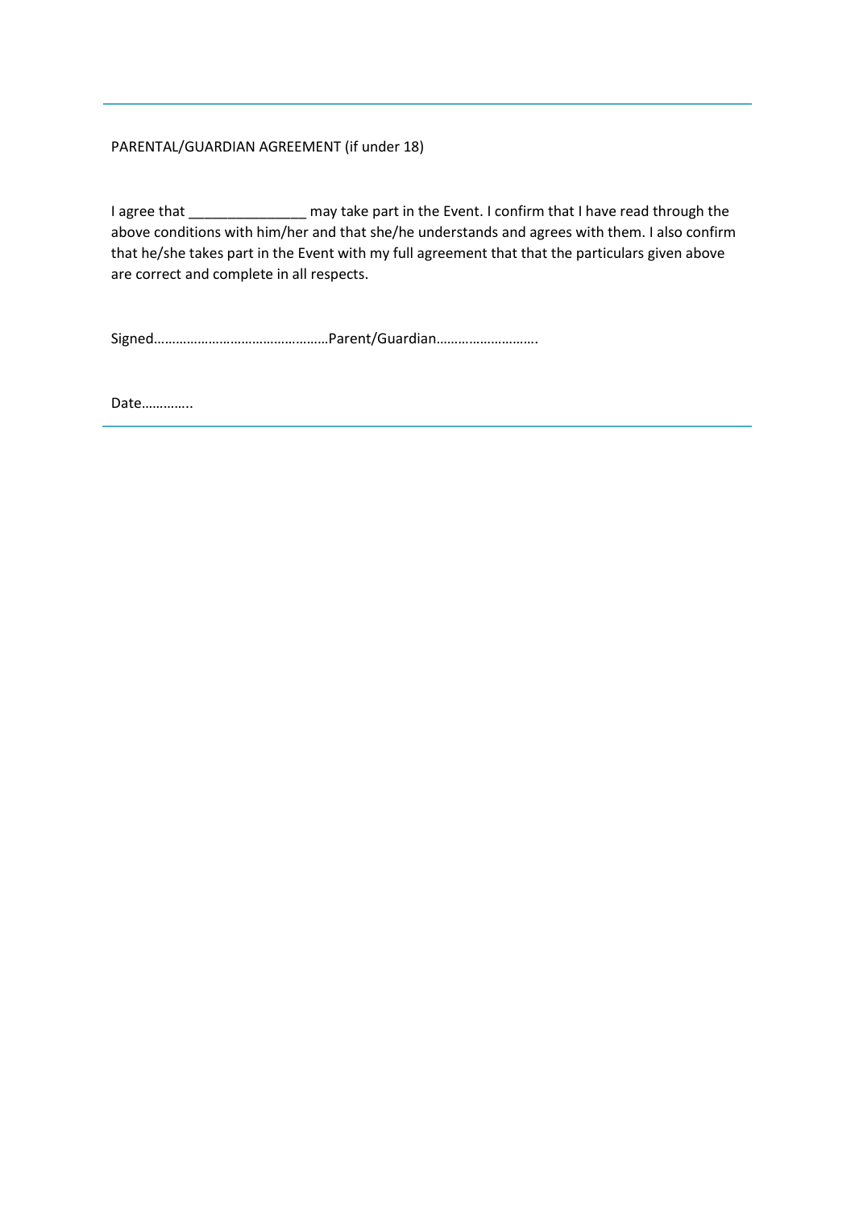---

PARENTAL/GUARDIAN AGREEMENT (if under 18)

I agree that _______________ may take part in the Event. I confirm that I have read through the above conditions with him/her and that she/he understands and agrees with them. I also confirm that he/she takes part in the Event with my full agreement that that the particulars given above are correct and complete in all respects.

Signed…………………………………………Parent/Guardian……………………….

Date…………..

---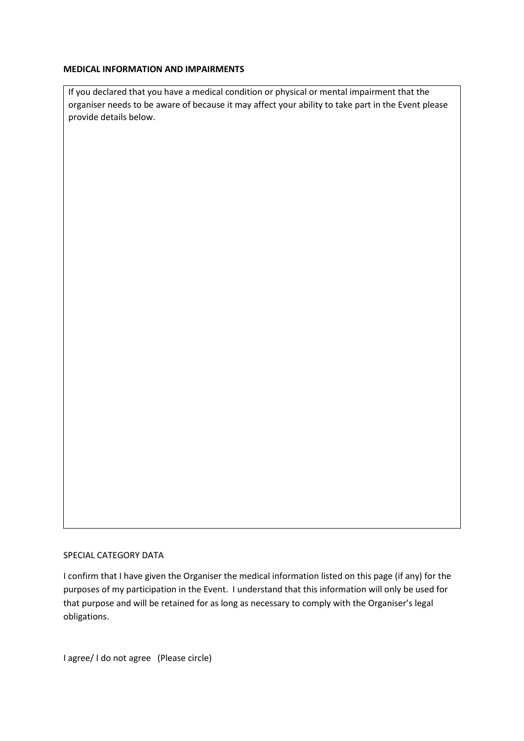**MEDICAL INFORMATION AND IMPAIRMENTS**

If you declared that you have a medical condition or physical or mental impairment that the organiser needs to be aware of because it may affect your ability to take part in the Event please provide details below.

SPECIAL CATEGORY DATA

I confirm that I have given the Organiser the medical information listed on this page (if any) for the purposes of my participation in the Event. I understand that this information will only be used for that purpose and will be retained for as long as necessary to comply with the Organiser's legal obligations.

I agree/ I do not agree (Please circle)